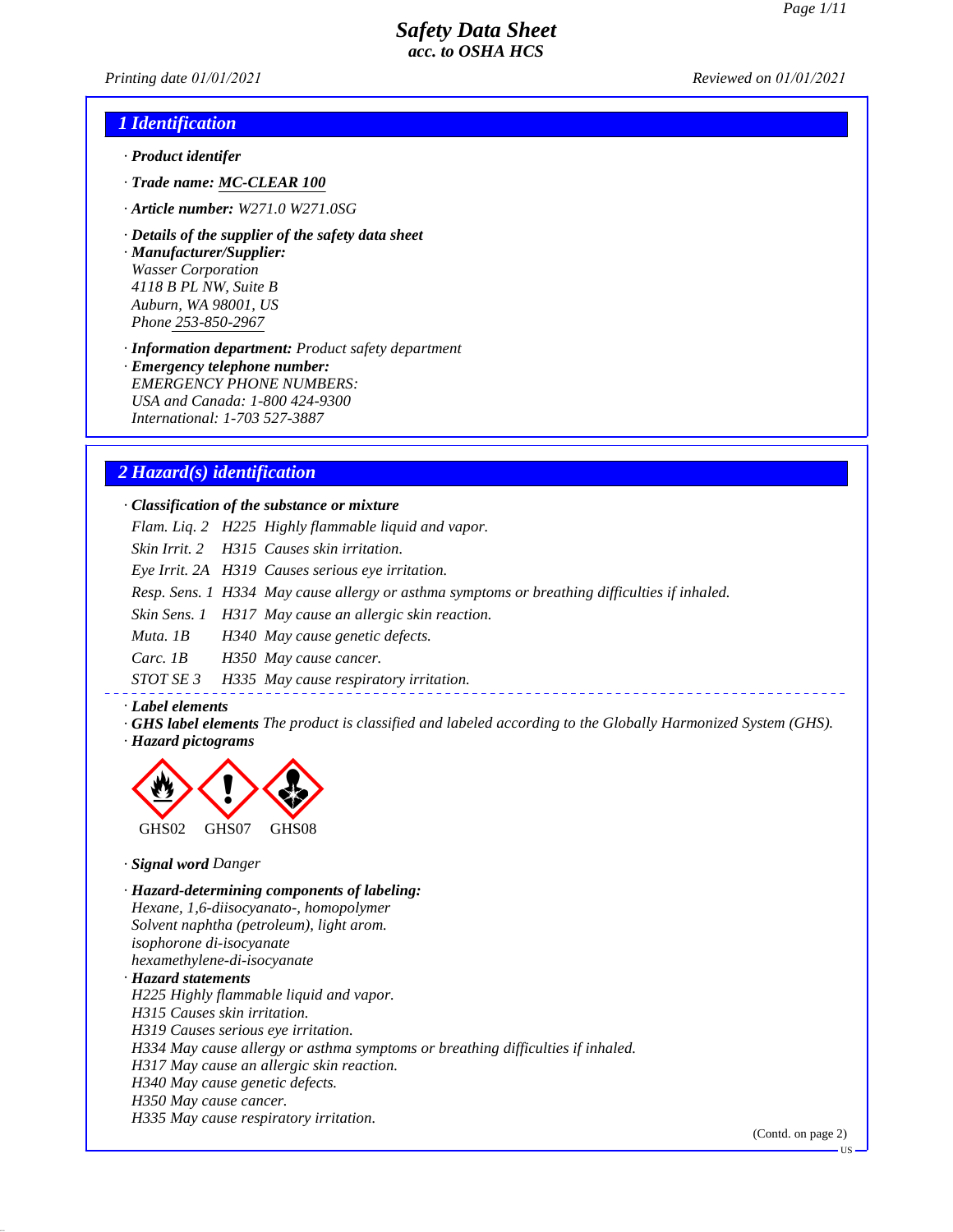# Safety Data Sheet
## acc. to OSHA HCS

*Printing date 01/01/2021* *Reviewed on 01/01/2021*

## 1 Identification

· **Product identifer**

· **Trade name: MC-CLEAR 100**

· **Article number:** W271.0 W271.0SG

· **Details of the supplier of the safety data sheet**

· **Manufacturer/Supplier:**
Wasser Corporation
4118 B PL NW, Suite B
Auburn, WA 98001, US
Phone 253-850-2967

· **Information department:** Product safety department

· **Emergency telephone number:**
EMERGENCY PHONE NUMBERS:
USA and Canada: 1-800 424-9300
International: 1-703 527-3887

## 2 Hazard(s) identification

· **Classification of the substance or mixture**

| | | |
|---|---|---|
| Flam. Liq. 2 | H225 | Highly flammable liquid and vapor. |
| Skin Irrit. 2 | H315 | Causes skin irritation. |
| Eye Irrit. 2A | H319 | Causes serious eye irritation. |
| Resp. Sens. 1 | H334 | May cause allergy or asthma symptoms or breathing difficulties if inhaled. |
| Skin Sens. 1 | H317 | May cause an allergic skin reaction. |
| Muta. 1B | H340 | May cause genetic defects. |
| Carc. 1B | H350 | May cause cancer. |
| STOT SE 3 | H335 | May cause respiratory irritation. |

· **Label elements**

· **GHS label elements** The product is classified and labeled according to the Globally Harmonized System (GHS).

· **Hazard pictograms**

GHS02 GHS07 GHS08

· **Signal word** Danger

· **Hazard-determining components of labeling:**
Hexane, 1,6-diisocyanato-, homopolymer
Solvent naphtha (petroleum), light arom.
isophorone di-isocyanate
hexamethylene-di-isocyanate

· **Hazard statements**
H225 Highly flammable liquid and vapor.
H315 Causes skin irritation.
H319 Causes serious eye irritation.
H334 May cause allergy or asthma symptoms or breathing difficulties if inhaled.
H317 May cause an allergic skin reaction.
H340 May cause genetic defects.
H350 May cause cancer.
H335 May cause respiratory irritation.

(Contd. on page 2)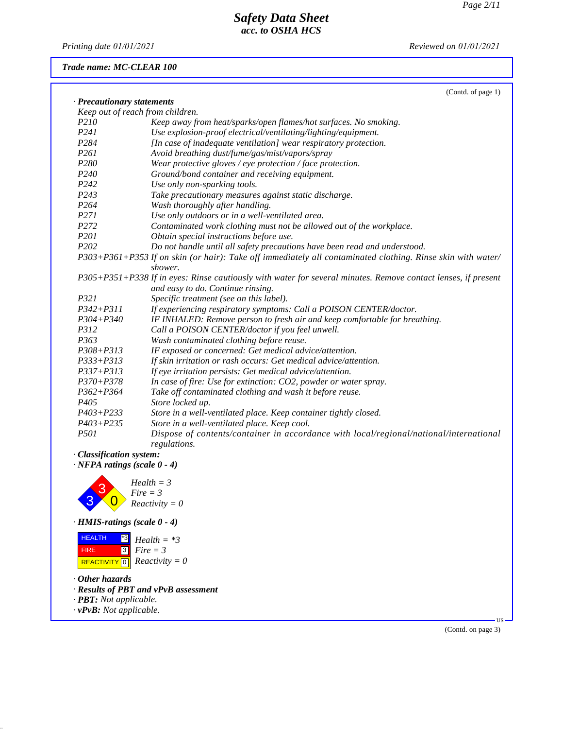**Trade name: MC-CLEAR 100**

(Contd. of page 1)

· **Precautionary statements**

Keep out of reach from children.

| | |
|---|---|
| P210 | Keep away from heat/sparks/open flames/hot surfaces. No smoking. |
| P241 | Use explosion-proof electrical/ventilating/lighting/equipment. |
| P284 | [In case of inadequate ventilation] wear respiratory protection. |
| P261 | Avoid breathing dust/fume/gas/mist/vapors/spray |
| P280 | Wear protective gloves / eye protection / face protection. |
| P240 | Ground/bond container and receiving equipment. |
| P242 | Use only non-sparking tools. |
| P243 | Take precautionary measures against static discharge. |
| P264 | Wash thoroughly after handling. |
| P271 | Use only outdoors or in a well-ventilated area. |
| P272 | Contaminated work clothing must not be allowed out of the workplace. |
| P201 | Obtain special instructions before use. |
| P202 | Do not handle until all safety precautions have been read and understood. |
| P303+P361+P353 | If on skin (or hair): Take off immediately all contaminated clothing. Rinse skin with water/shower. |
| P305+P351+P338 | If in eyes: Rinse cautiously with water for several minutes. Remove contact lenses, if present and easy to do. Continue rinsing. |
| P321 | Specific treatment (see on this label). |
| P342+P311 | If experiencing respiratory symptoms: Call a POISON CENTER/doctor. |
| P304+P340 | IF INHALED: Remove person to fresh air and keep comfortable for breathing. |
| P312 | Call a POISON CENTER/doctor if you feel unwell. |
| P363 | Wash contaminated clothing before reuse. |
| P308+P313 | IF exposed or concerned: Get medical advice/attention. |
| P333+P313 | If skin irritation or rash occurs: Get medical advice/attention. |
| P337+P313 | If eye irritation persists: Get medical advice/attention. |
| P370+P378 | In case of fire: Use for extinction: $CO_2$, powder or water spray. |
| P362+P364 | Take off contaminated clothing and wash it before reuse. |
| P405 | Store locked up. |
| P403+P233 | Store in a well-ventilated place. Keep container tightly closed. |
| P403+P235 | Store in a well-ventilated place. Keep cool. |
| P501 | Dispose of contents/container in accordance with local/regional/national/international regulations. |

· **Classification system:**

· **NFPA ratings (scale 0 - 4)**

Health = 3
Fire = 3
Reactivity = 0

· **HMIS-ratings (scale 0 - 4)**

| | |
|---|---|
| HEALTH | *3 |
| FIRE | 3 |
| REACTIVITY | 0 |

Health = *3
Fire = 3
Reactivity = 0

· **Other hazards**

· **Results of PBT and vPvB assessment**

· **PBT:** Not applicable.

· **vPvB:** Not applicable.

(Contd. on page 3)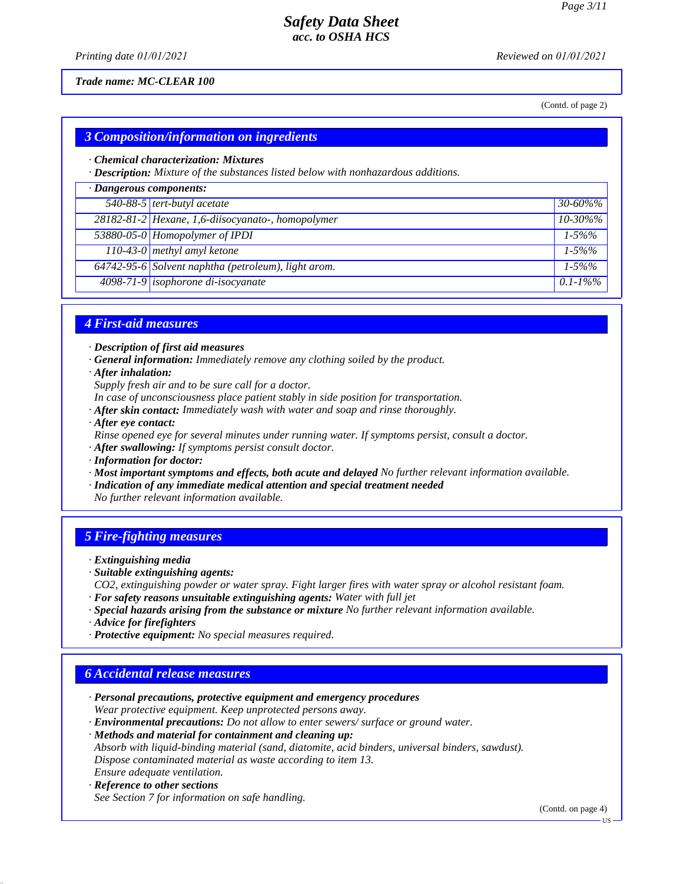Trade name: MC-CLEAR 100

(Contd. of page 2)

## 3 Composition/information on ingredients

· **Chemical characterization: Mixtures**
· **Description:** Mixture of the substances listed below with nonhazardous additions.

| · Dangerous components: | | |
|---|---|---|
| 540-88-5 | tert-butyl acetate | 30-60%% |
| 28182-81-2 | Hexane, 1,6-diisocyanato-, homopolymer | 10-30%% |
| 53880-05-0 | Homopolymer of IPDI | 1-5%% |
| 110-43-0 | methyl amyl ketone | 1-5%% |
| 64742-95-6 | Solvent naphtha (petroleum), light arom. | 1-5%% |
| 4098-71-9 | isophorone di-isocyanate | 0.1-1%% |

## 4 First-aid measures

· **Description of first aid measures**
· **General information:** Immediately remove any clothing soiled by the product.
· **After inhalation:**
Supply fresh air and to be sure call for a doctor.
In case of unconsciousness place patient stably in side position for transportation.
· **After skin contact:** Immediately wash with water and soap and rinse thoroughly.
· **After eye contact:**
Rinse opened eye for several minutes under running water. If symptoms persist, consult a doctor.
· **After swallowing:** If symptoms persist consult doctor.
· **Information for doctor:**
· **Most important symptoms and effects, both acute and delayed** No further relevant information available.
· **Indication of any immediate medical attention and special treatment needed**
No further relevant information available.

## 5 Fire-fighting measures

· **Extinguishing media**
· **Suitable extinguishing agents:**
CO2, extinguishing powder or water spray. Fight larger fires with water spray or alcohol resistant foam.
· **For safety reasons unsuitable extinguishing agents:** Water with full jet
· **Special hazards arising from the substance or mixture** No further relevant information available.
· **Advice for firefighters**
· **Protective equipment:** No special measures required.

## 6 Accidental release measures

· **Personal precautions, protective equipment and emergency procedures**
Wear protective equipment. Keep unprotected persons away.
· **Environmental precautions:** Do not allow to enter sewers/ surface or ground water.
· **Methods and material for containment and cleaning up:**
Absorb with liquid-binding material (sand, diatomite, acid binders, universal binders, sawdust).
Dispose contaminated material as waste according to item 13.
Ensure adequate ventilation.
· **Reference to other sections**
See Section 7 for information on safe handling.

(Contd. on page 4)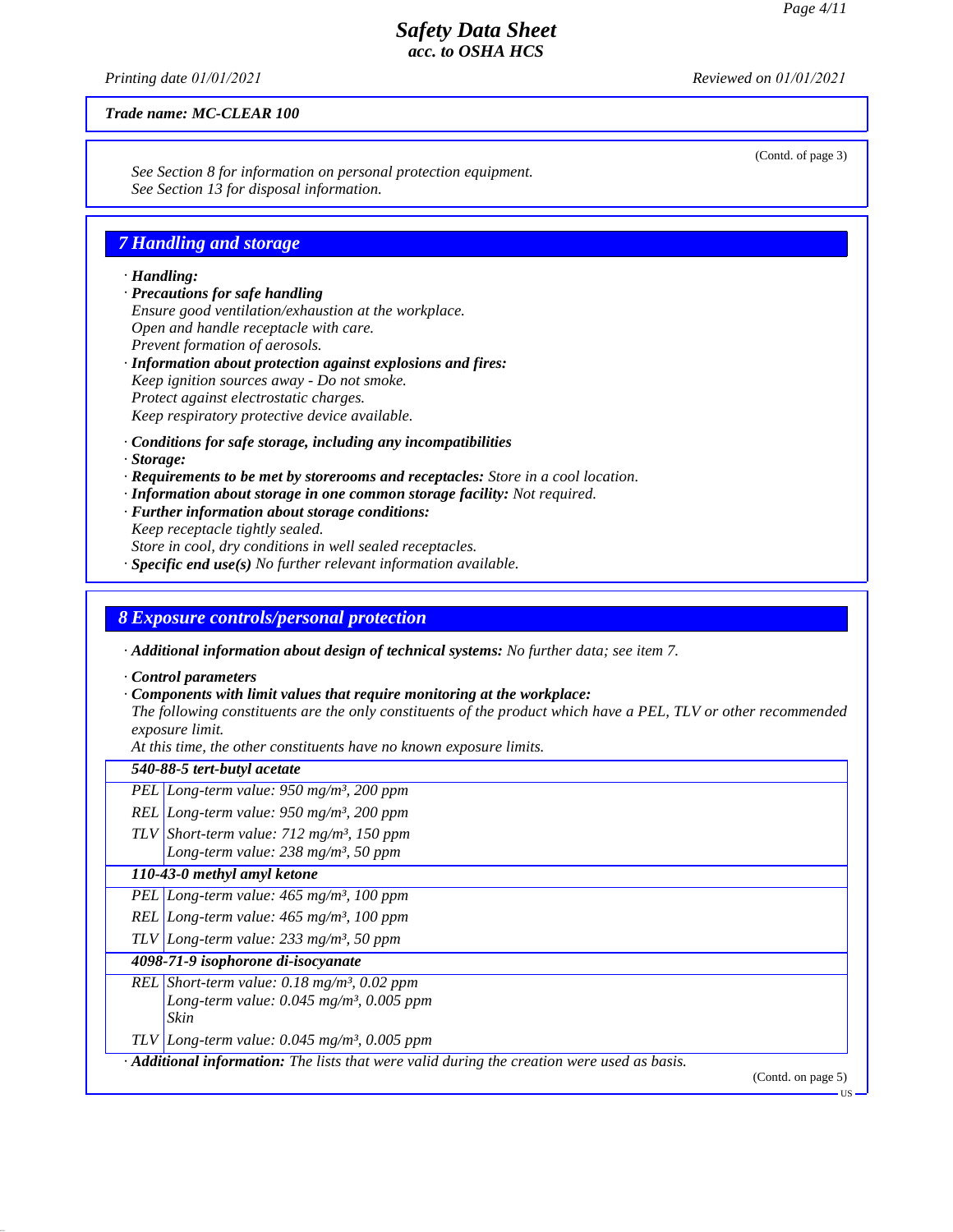**Trade name: MC-CLEAR 100**

(Contd. of page 3)

See Section 8 for information on personal protection equipment.
See Section 13 for disposal information.

## 7 Handling and storage

· **Handling:**
· **Precautions for safe handling**
Ensure good ventilation/exhaustion at the workplace.
Open and handle receptacle with care.
Prevent formation of aerosols.
· **Information about protection against explosions and fires:**
Keep ignition sources away - Do not smoke.
Protect against electrostatic charges.
Keep respiratory protective device available.

· **Conditions for safe storage, including any incompatibilities**
· **Storage:**
· **Requirements to be met by storerooms and receptacles:** Store in a cool location.
· **Information about storage in one common storage facility:** Not required.
· **Further information about storage conditions:**
Keep receptacle tightly sealed.
Store in cool, dry conditions in well sealed receptacles.
· **Specific end use(s)** No further relevant information available.

## 8 Exposure controls/personal protection

· **Additional information about design of technical systems:** No further data; see item 7.

· **Control parameters**
· **Components with limit values that require monitoring at the workplace:**
The following constituents are the only constituents of the product which have a PEL, TLV or other recommended exposure limit.
At this time, the other constituents have no known exposure limits.

| **540-88-5 tert-butyl acetate** | |
|---|---|
| PEL | Long-term value: 950 mg/m³, 200 ppm |
| REL | Long-term value: 950 mg/m³, 200 ppm |
| TLV | Short-term value: 712 mg/m³, 150 ppm<br>Long-term value: 238 mg/m³, 50 ppm |
| **110-43-0 methyl amyl ketone** | |
| PEL | Long-term value: 465 mg/m³, 100 ppm |
| REL | Long-term value: 465 mg/m³, 100 ppm |
| TLV | Long-term value: 233 mg/m³, 50 ppm |
| **4098-71-9 isophorone di-isocyanate** | |
| REL | Short-term value: 0.18 mg/m³, 0.02 ppm<br>Long-term value: 0.045 mg/m³, 0.005 ppm<br>Skin |
| TLV | Long-term value: 0.045 mg/m³, 0.005 ppm |

· **Additional information:** The lists that were valid during the creation were used as basis.

(Contd. on page 5)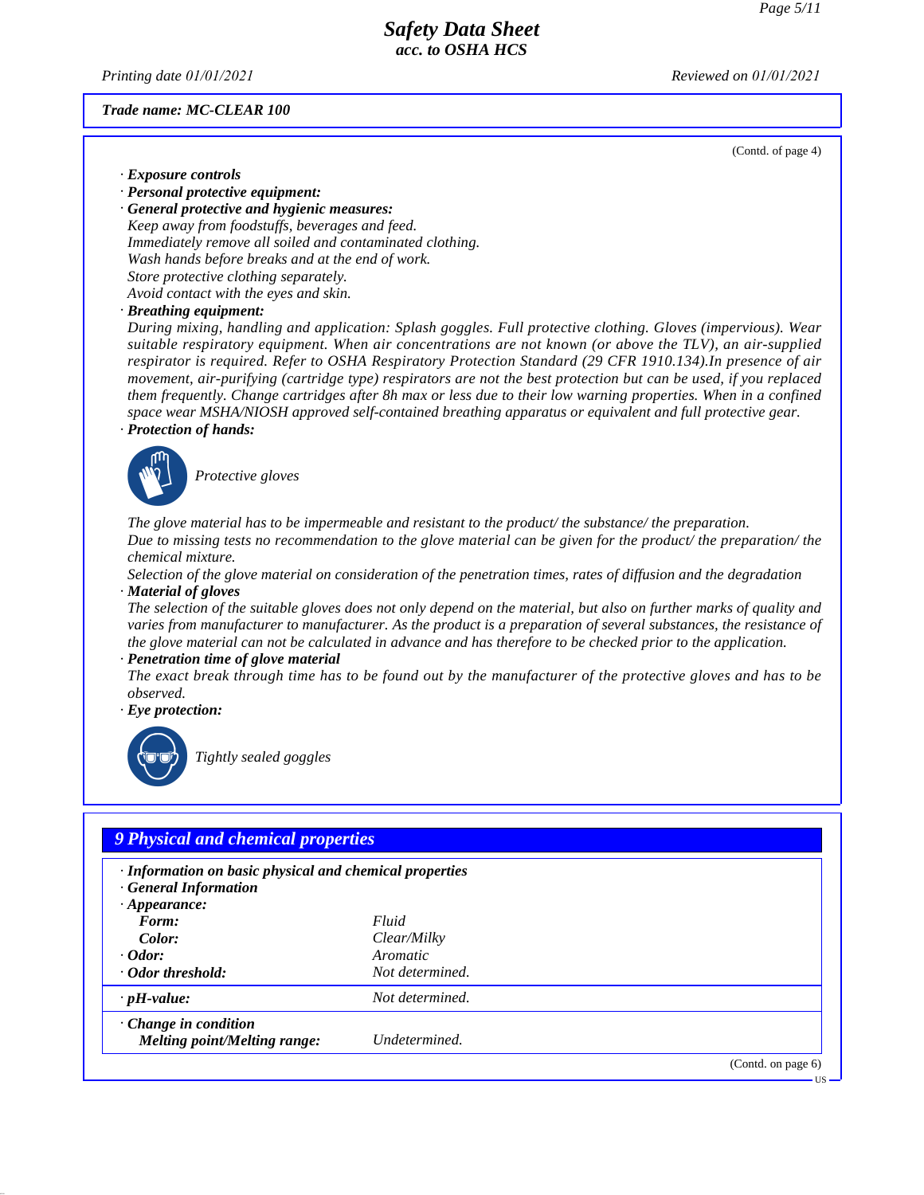**Trade name: MC-CLEAR 100**

(Contd. of page 4)

· **Exposure controls**
· **Personal protective equipment:**
· **General protective and hygienic measures:**
*Keep away from foodstuffs, beverages and feed.*
*Immediately remove all soiled and contaminated clothing.*
*Wash hands before breaks and at the end of work.*
*Store protective clothing separately.*
*Avoid contact with the eyes and skin.*
· **Breathing equipment:**
*During mixing, handling and application: Splash goggles. Full protective clothing. Gloves (impervious). Wear suitable respiratory equipment. When air concentrations are not known (or above the TLV), an air-supplied respirator is required. Refer to OSHA Respiratory Protection Standard (29 CFR 1910.134).In presence of air movement, air-purifying (cartridge type) respirators are not the best protection but can be used, if you replaced them frequently. Change cartridges after 8h max or less due to their low warning properties. When in a confined space wear MSHA/NIOSH approved self-contained breathing apparatus or equivalent and full protective gear.*
· **Protection of hands:**

*Protective gloves*

*The glove material has to be impermeable and resistant to the product/ the substance/ the preparation.*
*Due to missing tests no recommendation to the glove material can be given for the product/ the preparation/ the chemical mixture.*
*Selection of the glove material on consideration of the penetration times, rates of diffusion and the degradation*
· **Material of gloves**
*The selection of the suitable gloves does not only depend on the material, but also on further marks of quality and varies from manufacturer to manufacturer. As the product is a preparation of several substances, the resistance of the glove material can not be calculated in advance and has therefore to be checked prior to the application.*
· **Penetration time of glove material**
*The exact break through time has to be found out by the manufacturer of the protective gloves and has to be observed.*
· **Eye protection:**

*Tightly sealed goggles*

## 9 Physical and chemical properties

· **Information on basic physical and chemical properties**
· **General Information**
· **Appearance:**

| | |
|---|---|
| **Form:** | *Fluid* |
| **Color:** | *Clear/Milky* |
| · **Odor:** | *Aromatic* |
| · **Odor threshold:** | *Not determined.* |
| · **pH-value:** | *Not determined.* |
| · **Change in condition** | |
| **Melting point/Melting range:** | *Undetermined.* |

(Contd. on page 6)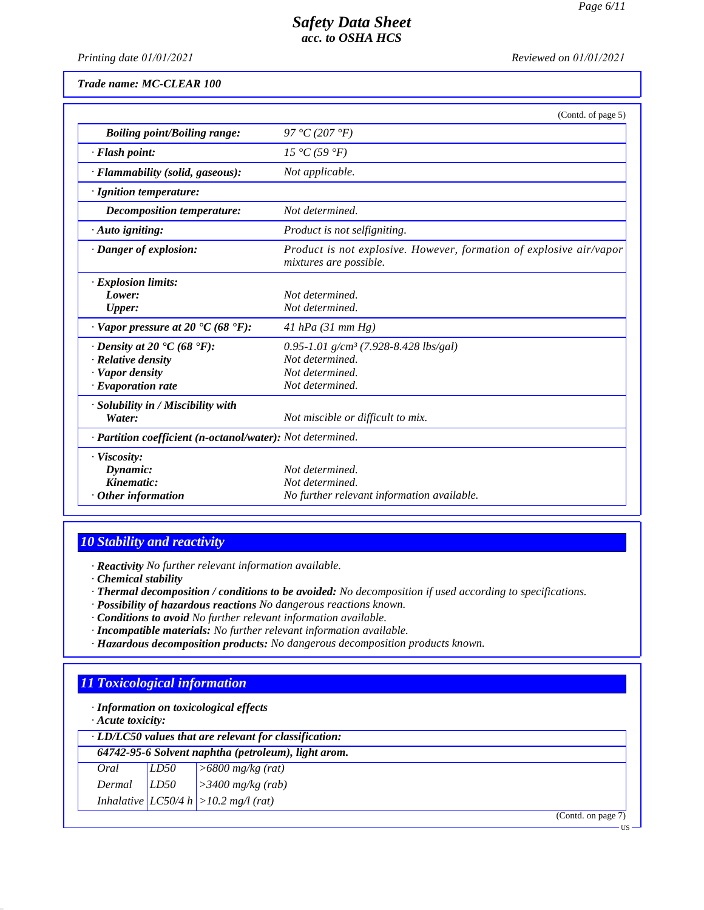**Trade name: MC-CLEAR 100**

(Contd. of page 5)

| | |
|---|---|
| **Boiling point/Boiling range:** | *97 °C (207 °F)* |
| **· Flash point:** | *15 °C (59 °F)* |
| **· Flammability (solid, gaseous):** | *Not applicable.* |
| **· Ignition temperature:** | |
| **Decomposition temperature:** | *Not determined.* |
| **· Auto igniting:** | *Product is not selfigniting.* |
| **· Danger of explosion:** | *Product is not explosive. However, formation of explosive air/vapor mixtures are possible.* |
| **· Explosion limits:** | |
| **Lower:** | *Not determined.* |
| **Upper:** | *Not determined.* |
| **· Vapor pressure at 20 °C (68 °F):** | *41 hPa (31 mm Hg)* |
| **· Density at 20 °C (68 °F):** | *0.95-1.01 g/cm³ (7.928-8.428 lbs/gal)* |
| **· Relative density** | *Not determined.* |
| **· Vapor density** | *Not determined.* |
| **· Evaporation rate** | *Not determined.* |
| **· Solubility in / Miscibility with** | |
| **Water:** | *Not miscible or difficult to mix.* |
| **· Partition coefficient (n-octanol/water):** | *Not determined.* |
| **· Viscosity:** | |
| **Dynamic:** | *Not determined.* |
| **Kinematic:** | *Not determined.* |
| **· Other information** | *No further relevant information available.* |

## 10 Stability and reactivity

- **Reactivity** *No further relevant information available.*
- **Chemical stability**
- **Thermal decomposition / conditions to be avoided:** *No decomposition if used according to specifications.*
- **Possibility of hazardous reactions** *No dangerous reactions known.*
- **Conditions to avoid** *No further relevant information available.*
- **Incompatible materials:** *No further relevant information available.*
- **Hazardous decomposition products:** *No dangerous decomposition products known.*

## 11 Toxicological information

- **Information on toxicological effects**
- **Acute toxicity:**

| **· LD/LC50 values that are relevant for classification:** | | |
|---|---|---|
| **64742-95-6 Solvent naphtha (petroleum), light arom.** | | |
| *Oral* | *LD50* | *>6800 mg/kg (rat)* |
| *Dermal* | *LD50* | *>3400 mg/kg (rab)* |
| *Inhalative* | *LC50/4 h* | *>10.2 mg/l (rat)* |

(Contd. on page 7)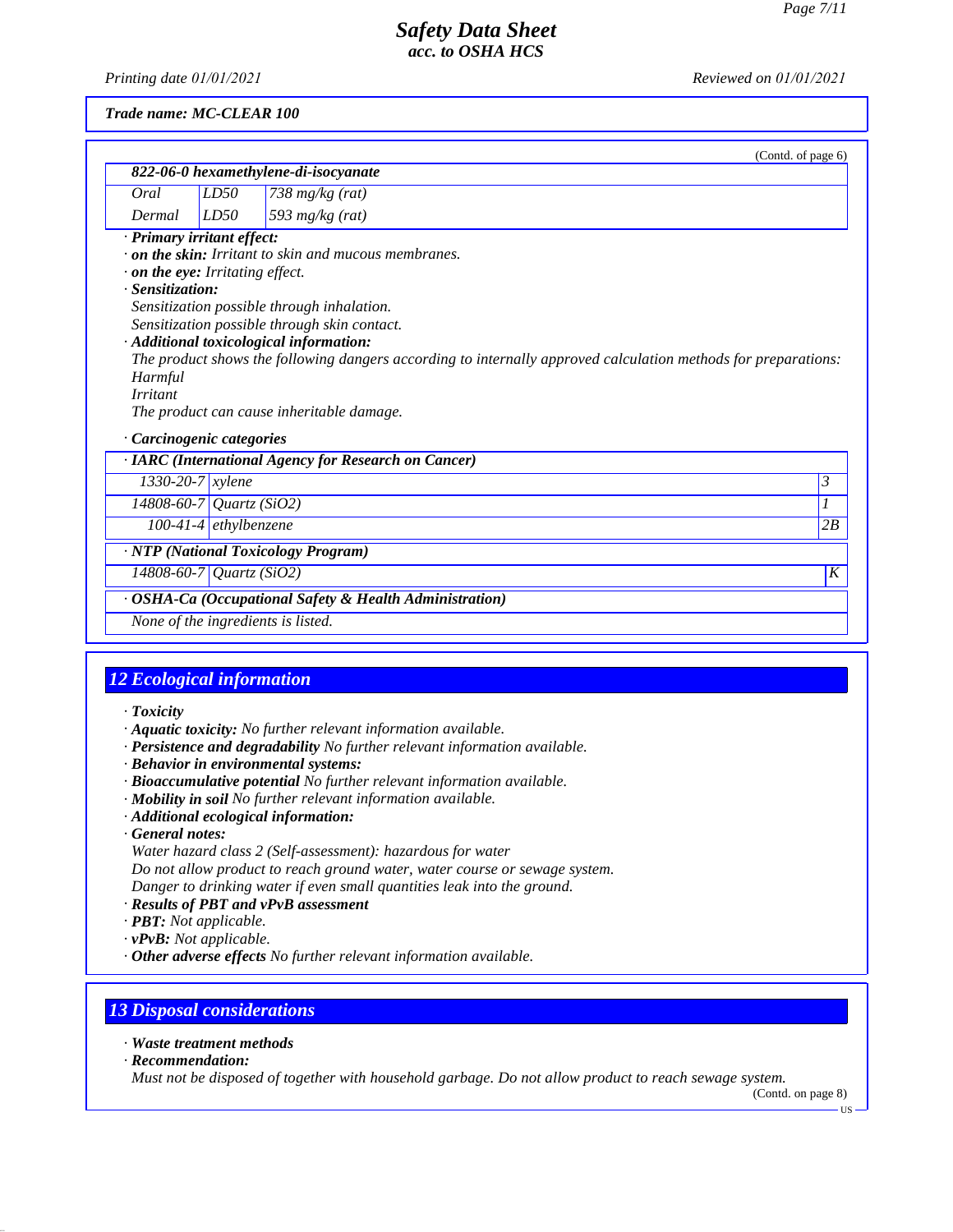Trade name: MC-CLEAR 100

(Contd. of page 6)

| 822-06-0 hexamethylene-di-isocyanate | | |
|---|---|---|
| Oral | LD50 | 738 mg/kg (rat) |
| Dermal | LD50 | 593 mg/kg (rat) |

· **Primary irritant effect:**
· **on the skin:** Irritant to skin and mucous membranes.
· **on the eye:** Irritating effect.
· **Sensitization:**
Sensitization possible through inhalation.
Sensitization possible through skin contact.
· **Additional toxicological information:**
The product shows the following dangers according to internally approved calculation methods for preparations:
Harmful
Irritant
The product can cause inheritable damage.

· **Carcinogenic categories**

| · IARC (International Agency for Research on Cancer) | | |
|---|---|---|
| 1330-20-7 | xylene | 3 |
| 14808-60-7 | Quartz ($SiO_2$) | 1 |
| 100-41-4 | ethylbenzene | 2B |

| · NTP (National Toxicology Program) | | |
|---|---|---|
| 14808-60-7 | Quartz ($SiO_2$) | K |

| · OSHA-Ca (Occupational Safety & Health Administration) |
|---|
| None of the ingredients is listed. |

## 12 Ecological information

· **Toxicity**
· **Aquatic toxicity:** No further relevant information available.
· **Persistence and degradability** No further relevant information available.
· **Behavior in environmental systems:**
· **Bioaccumulative potential** No further relevant information available.
· **Mobility in soil** No further relevant information available.
· **Additional ecological information:**
· **General notes:**
Water hazard class 2 (Self-assessment): hazardous for water
Do not allow product to reach ground water, water course or sewage system.
Danger to drinking water if even small quantities leak into the ground.
· **Results of PBT and vPvB assessment**
· **PBT:** Not applicable.
· **vPvB:** Not applicable.
· **Other adverse effects** No further relevant information available.

## 13 Disposal considerations

· **Waste treatment methods**
· **Recommendation:**
Must not be disposed of together with household garbage. Do not allow product to reach sewage system.

(Contd. on page 8)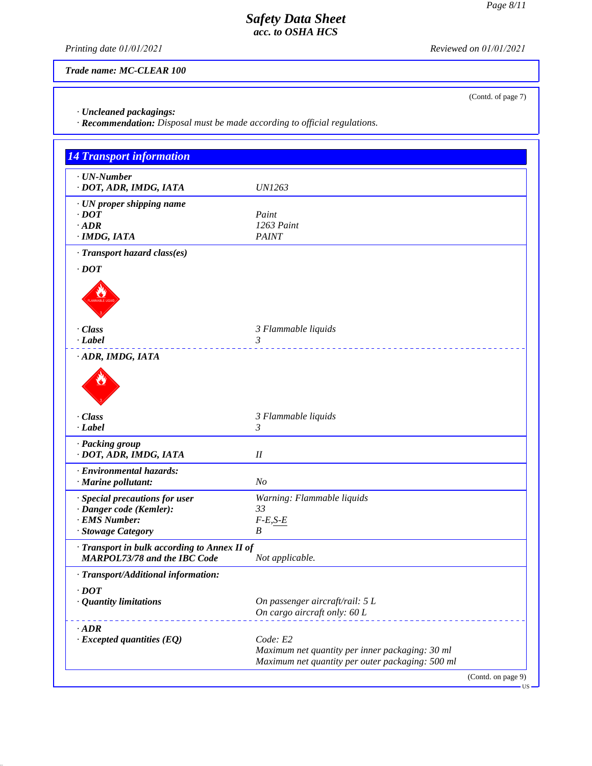# Safety Data Sheet
## acc. to OSHA HCS

Printing date 01/01/2021 Reviewed on 01/01/2021

**Trade name: MC-CLEAR 100**

(Contd. of page 7)

· **Uncleaned packagings:**
· **Recommendation:** Disposal must be made according to official regulations.

## 14 Transport information

| | |
|---|---|
| · **UN-Number** | |
| · **DOT, ADR, IMDG, IATA** | UN1263 |
| · **UN proper shipping name** | |
| · **DOT** | Paint |
| · **ADR** | 1263 Paint |
| · **IMDG, IATA** | PAINT |
| · **Transport hazard class(es)** | |
| · **DOT** | |
| · **Class** | 3 Flammable liquids |
| · **Label** | 3 |
| · **ADR, IMDG, IATA** | |
| · **Class** | 3 Flammable liquids |
| · **Label** | 3 |
| · **Packing group** | |
| · **DOT, ADR, IMDG, IATA** | II |
| · **Environmental hazards:** | |
| · **Marine pollutant:** | No |
| · **Special precautions for user** | Warning: Flammable liquids |
| · **Danger code (Kemler):** | 33 |
| · **EMS Number:** | F-E,S-E |
| · **Stowage Category** | B |
| · **Transport in bulk according to Annex II of MARPOL73/78 and the IBC Code** | Not applicable. |
| · **Transport/Additional information:** | |
| · **DOT** | |
| · **Quantity limitations** | On passenger aircraft/rail: 5 L<br>On cargo aircraft only: 60 L |
| · **ADR** | |
| · **Excepted quantities (EQ)** | Code: E2<br>Maximum net quantity per inner packaging: 30 ml<br>Maximum net quantity per outer packaging: 500 ml |

(Contd. on page 9)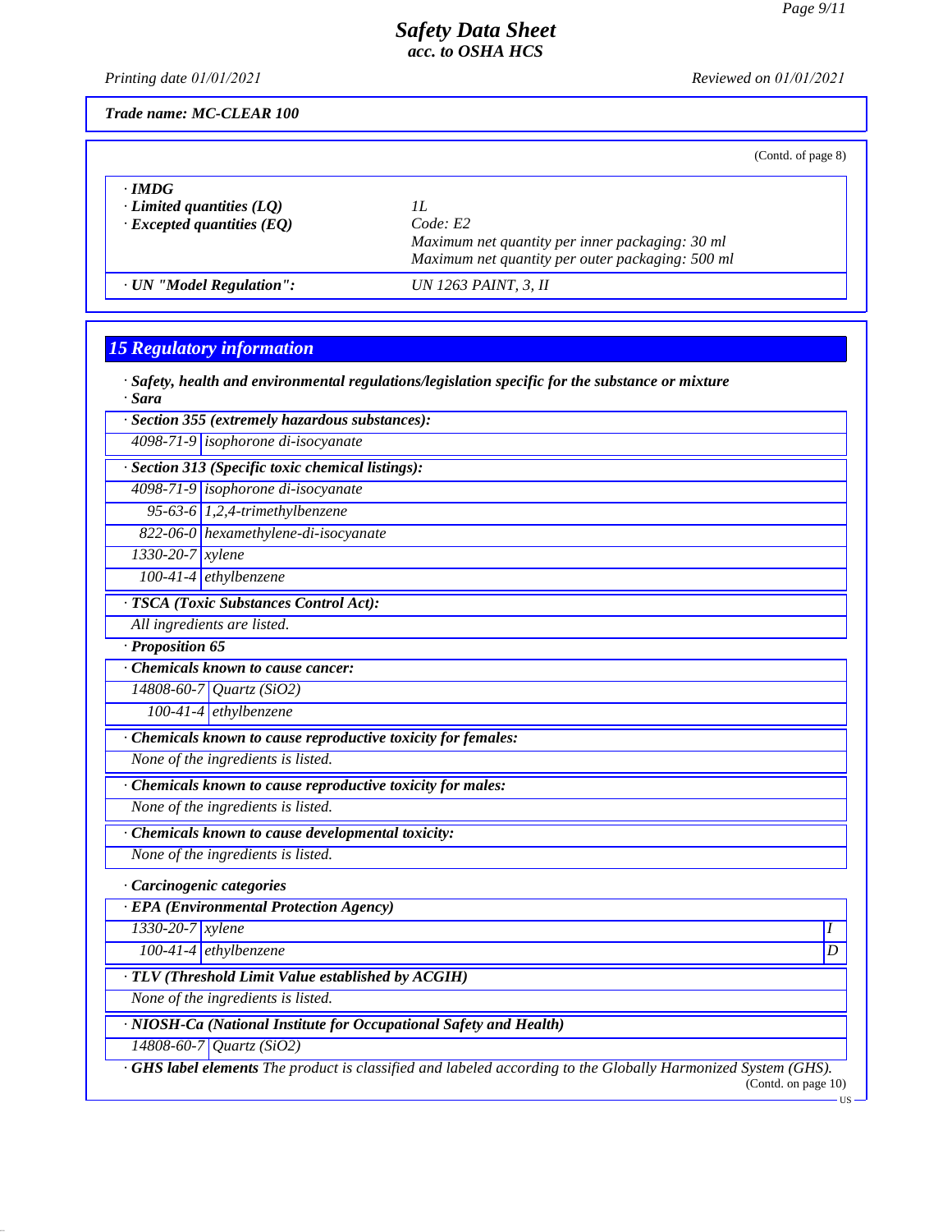Trade name: MC-CLEAR 100

(Contd. of page 8)

| | |
|---|---|
| · **IMDG** | |
| · **Limited quantities (LQ)** | 1L |
| · **Excepted quantities (EQ)** | Code: E2<br>Maximum net quantity per inner packaging: 30 ml<br>Maximum net quantity per outer packaging: 500 ml |
| · **UN "Model Regulation":** | UN 1263 PAINT, 3, II |

## 15 Regulatory information

· **Safety, health and environmental regulations/legislation specific for the substance or mixture**
· **Sara**

| · Section 355 (extremely hazardous substances): | |
|---|---|
| 4098-71-9 | isophorone di-isocyanate |

| · Section 313 (Specific toxic chemical listings): | |
|---|---|
| 4098-71-9 | isophorone di-isocyanate |
| 95-63-6 | 1,2,4-trimethylbenzene |
| 822-06-0 | hexamethylene-di-isocyanate |
| 1330-20-7 | xylene |
| 100-41-4 | ethylbenzene |

· **TSCA (Toxic Substances Control Act):**
All ingredients are listed.

· **Proposition 65**

| · Chemicals known to cause cancer: | |
|---|---|
| 14808-60-7 | Quartz ($SiO_2$) |
| 100-41-4 | ethylbenzene |

· **Chemicals known to cause reproductive toxicity for females:**
None of the ingredients is listed.

· **Chemicals known to cause reproductive toxicity for males:**
None of the ingredients is listed.

· **Chemicals known to cause developmental toxicity:**
None of the ingredients is listed.

· **Carcinogenic categories**

| · EPA (Environmental Protection Agency) | | |
|---|---|---|
| 1330-20-7 | xylene | I |
| 100-41-4 | ethylbenzene | D |

· **TLV (Threshold Limit Value established by ACGIH)**
None of the ingredients is listed.

| · NIOSH-Ca (National Institute for Occupational Safety and Health) | |
|---|---|
| 14808-60-7 | Quartz ($SiO_2$) |

· **GHS label elements** The product is classified and labeled according to the Globally Harmonized System (GHS).

(Contd. on page 10)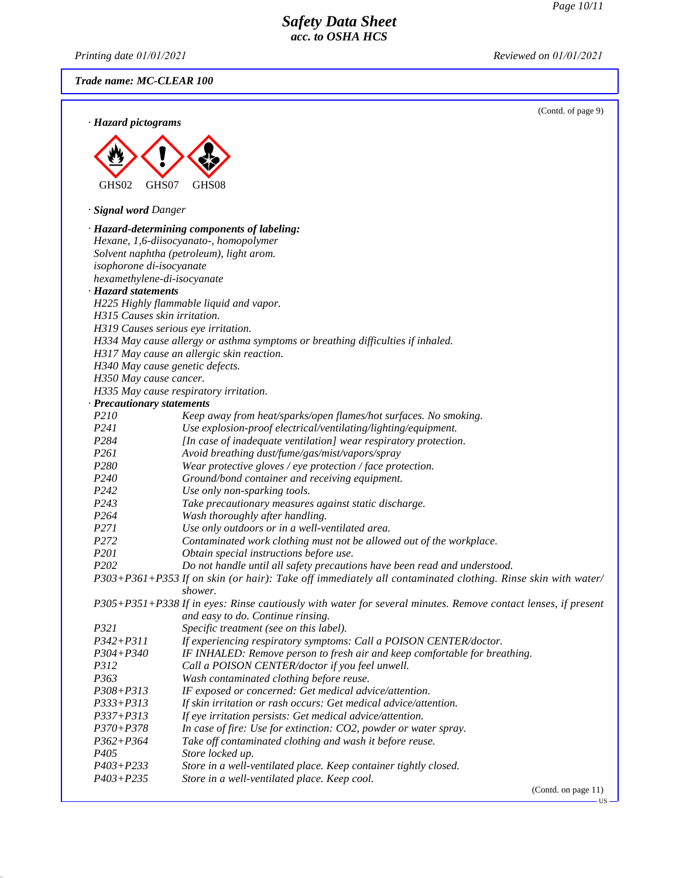**Trade name: MC-CLEAR 100**

(Contd. of page 9)

· **Hazard pictograms**

GHS02 GHS07 GHS08

· **Signal word** *Danger*

· **Hazard-determining components of labeling:**

*Hexane, 1,6-diisocyanato-, homopolymer*
*Solvent naphtha (petroleum), light arom.*
*isophorone di-isocyanate*
*hexamethylene-di-isocyanate*

· **Hazard statements**

*H225 Highly flammable liquid and vapor.*
*H315 Causes skin irritation.*
*H319 Causes serious eye irritation.*
*H334 May cause allergy or asthma symptoms or breathing difficulties if inhaled.*
*H317 May cause an allergic skin reaction.*
*H340 May cause genetic defects.*
*H350 May cause cancer.*
*H335 May cause respiratory irritation.*

· **Precautionary statements**

| Code | Statement |
|---|---|
| P210 | Keep away from heat/sparks/open flames/hot surfaces. No smoking. |
| P241 | Use explosion-proof electrical/ventilating/lighting/equipment. |
| P284 | [In case of inadequate ventilation] wear respiratory protection. |
| P261 | Avoid breathing dust/fume/gas/mist/vapors/spray |
| P280 | Wear protective gloves / eye protection / face protection. |
| P240 | Ground/bond container and receiving equipment. |
| P242 | Use only non-sparking tools. |
| P243 | Take precautionary measures against static discharge. |
| P264 | Wash thoroughly after handling. |
| P271 | Use only outdoors or in a well-ventilated area. |
| P272 | Contaminated work clothing must not be allowed out of the workplace. |
| P201 | Obtain special instructions before use. |
| P202 | Do not handle until all safety precautions have been read and understood. |
| P303+P361+P353 | If on skin (or hair): Take off immediately all contaminated clothing. Rinse skin with water/shower. |
| P305+P351+P338 | If in eyes: Rinse cautiously with water for several minutes. Remove contact lenses, if present and easy to do. Continue rinsing. |
| P321 | Specific treatment (see on this label). |
| P342+P311 | If experiencing respiratory symptoms: Call a POISON CENTER/doctor. |
| P304+P340 | IF INHALED: Remove person to fresh air and keep comfortable for breathing. |
| P312 | Call a POISON CENTER/doctor if you feel unwell. |
| P363 | Wash contaminated clothing before reuse. |
| P308+P313 | IF exposed or concerned: Get medical advice/attention. |
| P333+P313 | If skin irritation or rash occurs: Get medical advice/attention. |
| P337+P313 | If eye irritation persists: Get medical advice/attention. |
| P370+P378 | In case of fire: Use for extinction: CO2, powder or water spray. |
| P362+P364 | Take off contaminated clothing and wash it before reuse. |
| P405 | Store locked up. |
| P403+P233 | Store in a well-ventilated place. Keep container tightly closed. |
| P403+P235 | Store in a well-ventilated place. Keep cool. |

(Contd. on page 11)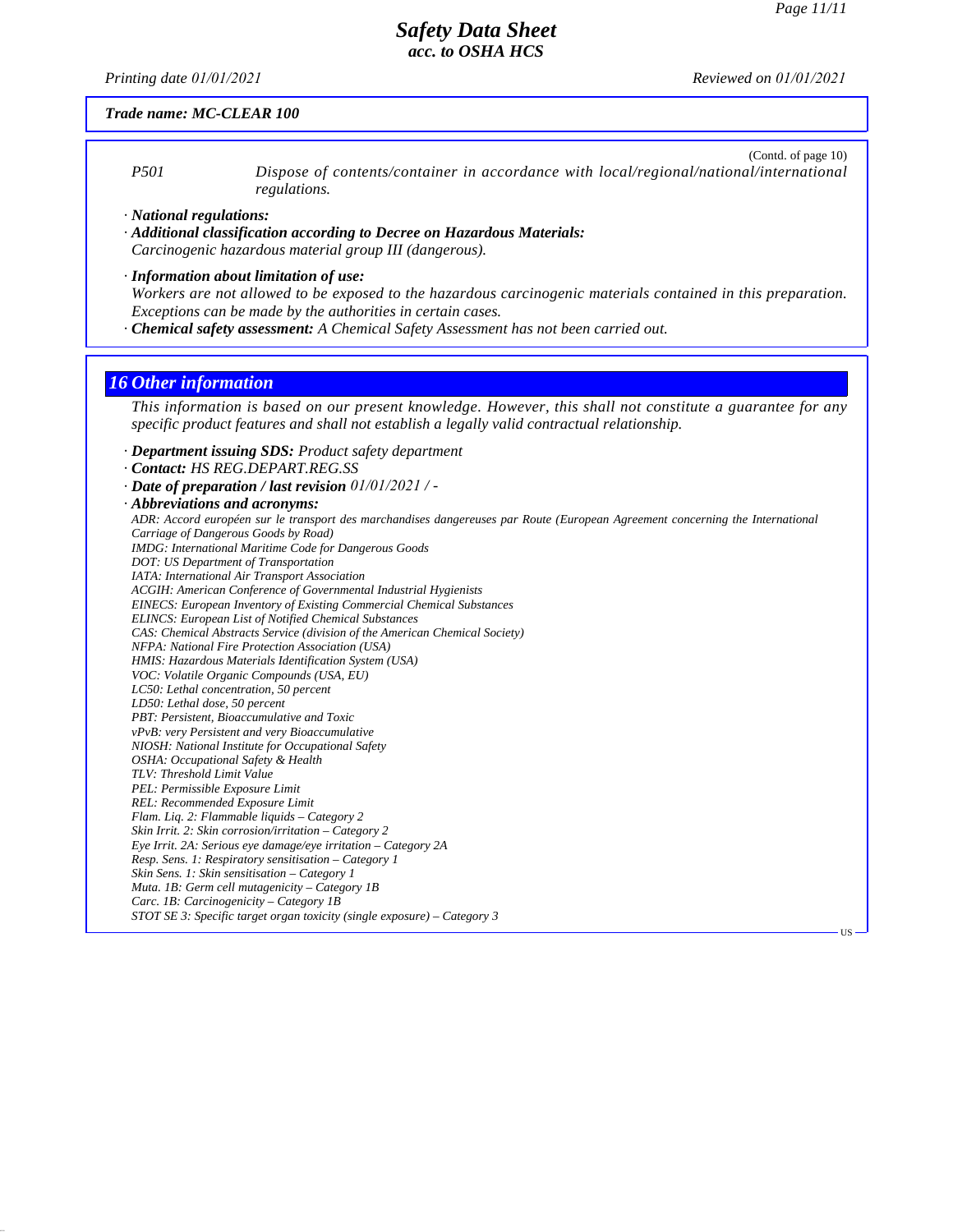**Trade name: MC-CLEAR 100**

(Contd. of page 10)

*P501* *Dispose of contents/container in accordance with local/regional/national/international regulations.*

· ***National regulations:***

· ***Additional classification according to Decree on Hazardous Materials:***
*Carcinogenic hazardous material group III (dangerous).*

· ***Information about limitation of use:***
*Workers are not allowed to be exposed to the hazardous carcinogenic materials contained in this preparation. Exceptions can be made by the authorities in certain cases.*

· ***Chemical safety assessment:*** *A Chemical Safety Assessment has not been carried out.*

## 16 Other information

*This information is based on our present knowledge. However, this shall not constitute a guarantee for any specific product features and shall not establish a legally valid contractual relationship.*

· ***Department issuing SDS:*** *Product safety department*

· ***Contact:*** *HS REG.DEPART.REG.SS*

· ***Date of preparation / last revision*** *01/01/2021 / -*

· ***Abbreviations and acronyms:***

*ADR: Accord européen sur le transport des marchandises dangereuses par Route (European Agreement concerning the International Carriage of Dangerous Goods by Road)*
*IMDG: International Maritime Code for Dangerous Goods*
*DOT: US Department of Transportation*
*IATA: International Air Transport Association*
*ACGIH: American Conference of Governmental Industrial Hygienists*
*EINECS: European Inventory of Existing Commercial Chemical Substances*
*ELINCS: European List of Notified Chemical Substances*
*CAS: Chemical Abstracts Service (division of the American Chemical Society)*
*NFPA: National Fire Protection Association (USA)*
*HMIS: Hazardous Materials Identification System (USA)*
*VOC: Volatile Organic Compounds (USA, EU)*
*LC50: Lethal concentration, 50 percent*
*LD50: Lethal dose, 50 percent*
*PBT: Persistent, Bioaccumulative and Toxic*
*vPvB: very Persistent and very Bioaccumulative*
*NIOSH: National Institute for Occupational Safety*
*OSHA: Occupational Safety & Health*
*TLV: Threshold Limit Value*
*PEL: Permissible Exposure Limit*
*REL: Recommended Exposure Limit*
*Flam. Liq. 2: Flammable liquids – Category 2*
*Skin Irrit. 2: Skin corrosion/irritation – Category 2*
*Eye Irrit. 2A: Serious eye damage/eye irritation – Category 2A*
*Resp. Sens. 1: Respiratory sensitisation – Category 1*
*Skin Sens. 1: Skin sensitisation – Category 1*
*Muta. 1B: Germ cell mutagenicity – Category 1B*
*Carc. 1B: Carcinogenicity – Category 1B*
*STOT SE 3: Specific target organ toxicity (single exposure) – Category 3*